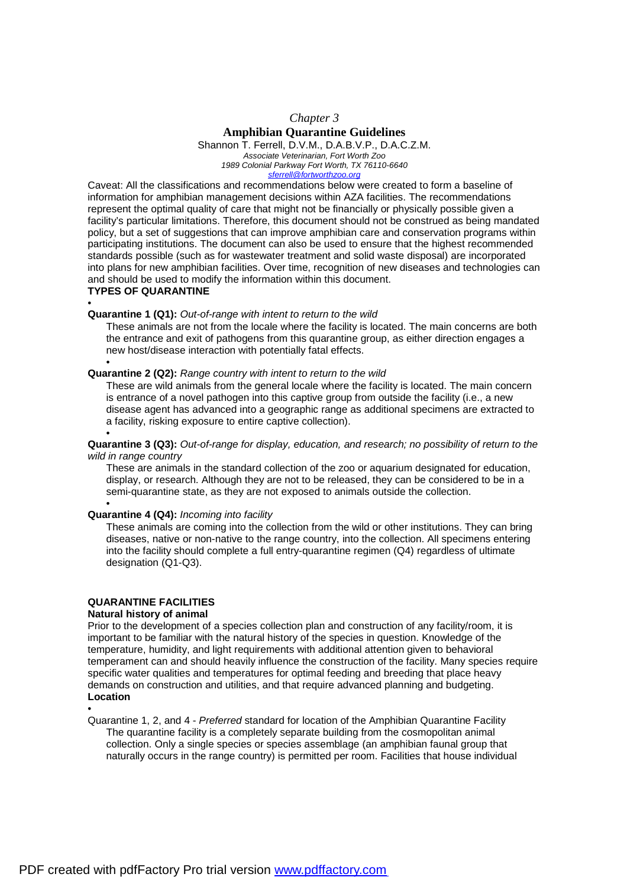*Chapter 3*

# Amphibian Quarantine Guidelines

Shannon T. Ferrell, D.V.M., D.A.B.V.P., D.A.C.Z.M.
*Associate Veterinarian, Fort Worth Zoo*
*1989 Colonial Parkway Fort Worth, TX 76110-6640*
*sferrell@fortworthzoo.org*

Caveat: All the classifications and recommendations below were created to form a baseline of information for amphibian management decisions within AZA facilities. The recommendations represent the optimal quality of care that might not be financially or physically possible given a facility's particular limitations. Therefore, this document should not be construed as being mandated policy, but a set of suggestions that can improve amphibian care and conservation programs within participating institutions. The document can also be used to ensure that the highest recommended standards possible (such as for wastewater treatment and solid waste disposal) are incorporated into plans for new amphibian facilities. Over time, recognition of new diseases and technologies can and should be used to modify the information within this document.

## TYPES OF QUARANTINE

- **Quarantine 1 (Q1):** *Out-of-range with intent to return to the wild*

  These animals are not from the locale where the facility is located. The main concerns are both the entrance and exit of pathogens from this quarantine group, as either direction engages a new host/disease interaction with potentially fatal effects.

- **Quarantine 2 (Q2):** *Range country with intent to return to the wild*

  These are wild animals from the general locale where the facility is located. The main concern is entrance of a novel pathogen into this captive group from outside the facility (i.e., a new disease agent has advanced into a geographic range as additional specimens are extracted to a facility, risking exposure to entire captive collection).

- **Quarantine 3 (Q3):** *Out-of-range for display, education, and research; no possibility of return to the wild in range country*

  These are animals in the standard collection of the zoo or aquarium designated for education, display, or research. Although they are not to be released, they can be considered to be in a semi-quarantine state, as they are not exposed to animals outside the collection.

- **Quarantine 4 (Q4):** *Incoming into facility*

  These animals are coming into the collection from the wild or other institutions. They can bring diseases, native or non-native to the range country, into the collection. All specimens entering into the facility should complete a full entry-quarantine regimen (Q4) regardless of ultimate designation (Q1-Q3).

## QUARANTINE FACILITIES

### Natural history of animal

Prior to the development of a species collection plan and construction of any facility/room, it is important to be familiar with the natural history of the species in question. Knowledge of the temperature, humidity, and light requirements with additional attention given to behavioral temperament can and should heavily influence the construction of the facility. Many species require specific water qualities and temperatures for optimal feeding and breeding that place heavy demands on construction and utilities, and that require advanced planning and budgeting.

### Location

- Quarantine 1, 2, and 4 - *Preferred* standard for location of the Amphibian Quarantine Facility

  The quarantine facility is a completely separate building from the cosmopolitan animal collection. Only a single species or species assemblage (an amphibian faunal group that naturally occurs in the range country) is permitted per room. Facilities that house individual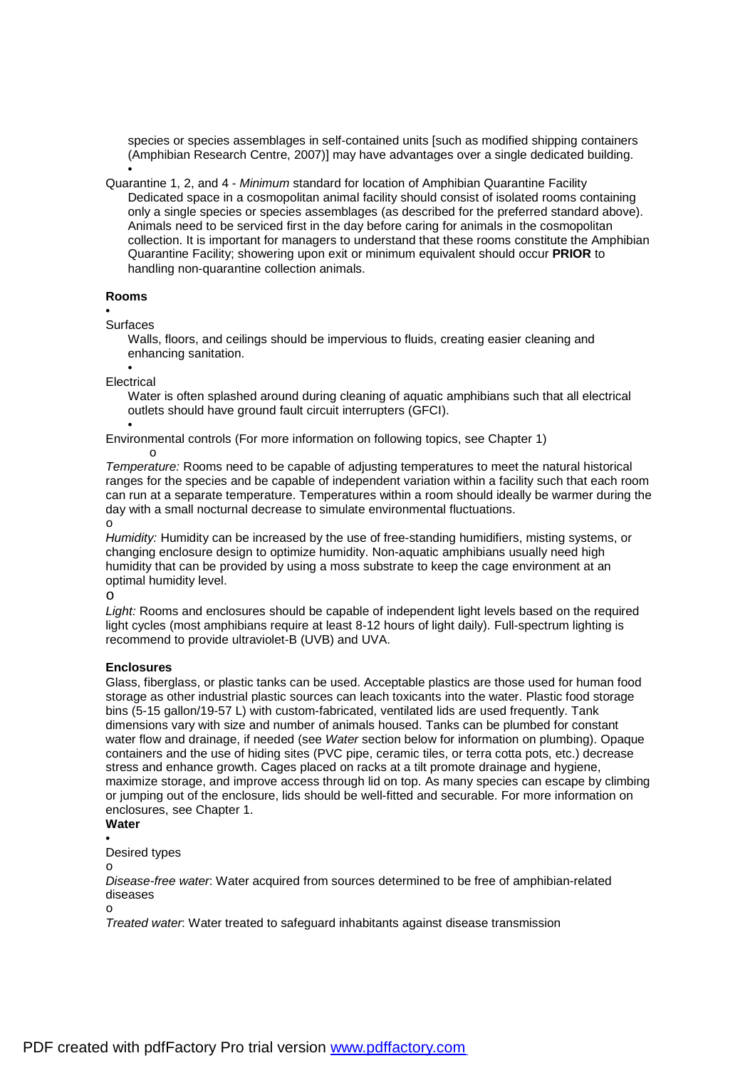species or species assemblages in self-contained units [such as modified shipping containers (Amphibian Research Centre, 2007)] may have advantages over a single dedicated building.

- Quarantine 1, 2, and 4 - *Minimum* standard for location of Amphibian Quarantine Facility
  Dedicated space in a cosmopolitan animal facility should consist of isolated rooms containing only a single species or species assemblages (as described for the preferred standard above). Animals need to be serviced first in the day before caring for animals in the cosmopolitan collection. It is important for managers to understand that these rooms constitute the Amphibian Quarantine Facility; showering upon exit or minimum equivalent should occur **PRIOR** to handling non-quarantine collection animals.

**Rooms**

- Surfaces
  Walls, floors, and ceilings should be impervious to fluids, creating easier cleaning and enhancing sanitation.
- Electrical
  Water is often splashed around during cleaning of aquatic amphibians such that all electrical outlets should have ground fault circuit interrupters (GFCI).
- Environmental controls (For more information on following topics, see Chapter 1)
  - *Temperature:* Rooms need to be capable of adjusting temperatures to meet the natural historical ranges for the species and be capable of independent variation within a facility such that each room can run at a separate temperature. Temperatures within a room should ideally be warmer during the day with a small nocturnal decrease to simulate environmental fluctuations.
  - *Humidity:* Humidity can be increased by the use of free-standing humidifiers, misting systems, or changing enclosure design to optimize humidity. Non-aquatic amphibians usually need high humidity that can be provided by using a moss substrate to keep the cage environment at an optimal humidity level.
  - *Light:* Rooms and enclosures should be capable of independent light levels based on the required light cycles (most amphibians require at least 8-12 hours of light daily). Full-spectrum lighting is recommend to provide ultraviolet-B (UVB) and UVA.

**Enclosures**

Glass, fiberglass, or plastic tanks can be used. Acceptable plastics are those used for human food storage as other industrial plastic sources can leach toxicants into the water. Plastic food storage bins (5-15 gallon/19-57 L) with custom-fabricated, ventilated lids are used frequently. Tank dimensions vary with size and number of animals housed. Tanks can be plumbed for constant water flow and drainage, if needed (see *Water* section below for information on plumbing). Opaque containers and the use of hiding sites (PVC pipe, ceramic tiles, or terra cotta pots, etc.) decrease stress and enhance growth. Cages placed on racks at a tilt promote drainage and hygiene, maximize storage, and improve access through lid on top. As many species can escape by climbing or jumping out of the enclosure, lids should be well-fitted and securable. For more information on enclosures, see Chapter 1.

**Water**

- Desired types
  - *Disease-free water*: Water acquired from sources determined to be free of amphibian-related diseases
  - *Treated water*: Water treated to safeguard inhabitants against disease transmission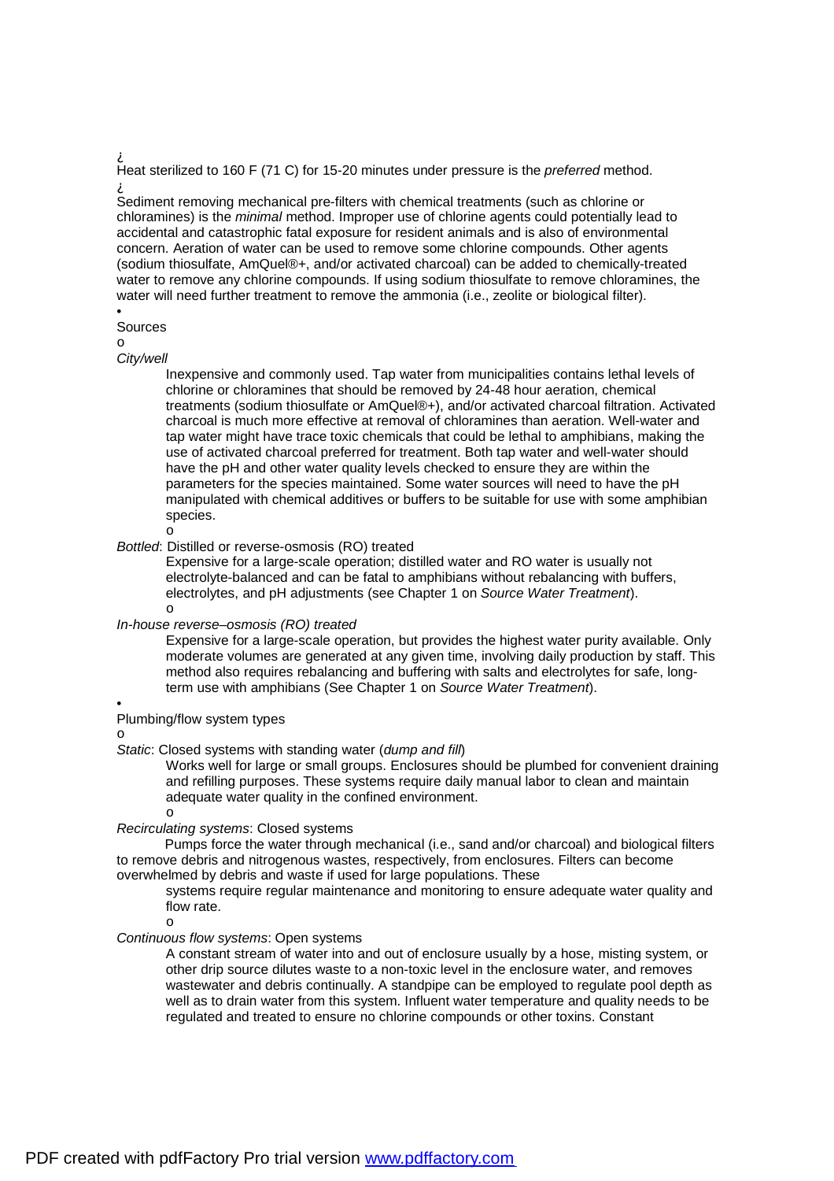- Heat sterilized to 160 F (71 C) for 15-20 minutes under pressure is the *preferred* method.
- Sediment removing mechanical pre-filters with chemical treatments (such as chlorine or chloramines) is the *minimal* method. Improper use of chlorine agents could potentially lead to accidental and catastrophic fatal exposure for resident animals and is also of environmental concern. Aeration of water can be used to remove some chlorine compounds. Other agents (sodium thiosulfate, AmQuel®+, and/or activated charcoal) can be added to chemically-treated water to remove any chlorine compounds. If using sodium thiosulfate to remove chloramines, the water will need further treatment to remove the ammonia (i.e., zeolite or biological filter).

- Sources
  - *City/well*

    Inexpensive and commonly used. Tap water from municipalities contains lethal levels of chlorine or chloramines that should be removed by 24-48 hour aeration, chemical treatments (sodium thiosulfate or AmQuel®+), and/or activated charcoal filtration. Activated charcoal is much more effective at removal of chloramines than aeration. Well-water and tap water might have trace toxic chemicals that could be lethal to amphibians, making the use of activated charcoal preferred for treatment. Both tap water and well-water should have the pH and other water quality levels checked to ensure they are within the parameters for the species maintained. Some water sources will need to have the pH manipulated with chemical additives or buffers to be suitable for use with some amphibian species.
  - *Bottled*: Distilled or reverse-osmosis (RO) treated

    Expensive for a large-scale operation; distilled water and RO water is usually not electrolyte-balanced and can be fatal to amphibians without rebalancing with buffers, electrolytes, and pH adjustments (see Chapter 1 on *Source Water Treatment*).
  - *In-house reverse–osmosis (RO) treated*

    Expensive for a large-scale operation, but provides the highest water purity available. Only moderate volumes are generated at any given time, involving daily production by staff. This method also requires rebalancing and buffering with salts and electrolytes for safe, long-term use with amphibians (See Chapter 1 on *Source Water Treatment*).

- Plumbing/flow system types
  - *Static*: Closed systems with standing water (*dump and fill*)

    Works well for large or small groups. Enclosures should be plumbed for convenient draining and refilling purposes. These systems require daily manual labor to clean and maintain adequate water quality in the confined environment.
  - *Recirculating systems*: Closed systems

    Pumps force the water through mechanical (i.e., sand and/or charcoal) and biological filters to remove debris and nitrogenous wastes, respectively, from enclosures. Filters can become overwhelmed by debris and waste if used for large populations. These systems require regular maintenance and monitoring to ensure adequate water quality and flow rate.
  - *Continuous flow systems*: Open systems

    A constant stream of water into and out of enclosure usually by a hose, misting system, or other drip source dilutes waste to a non-toxic level in the enclosure water, and removes wastewater and debris continually. A standpipe can be employed to regulate pool depth as well as to drain water from this system. Influent water temperature and quality needs to be regulated and treated to ensure no chlorine compounds or other toxins. Constant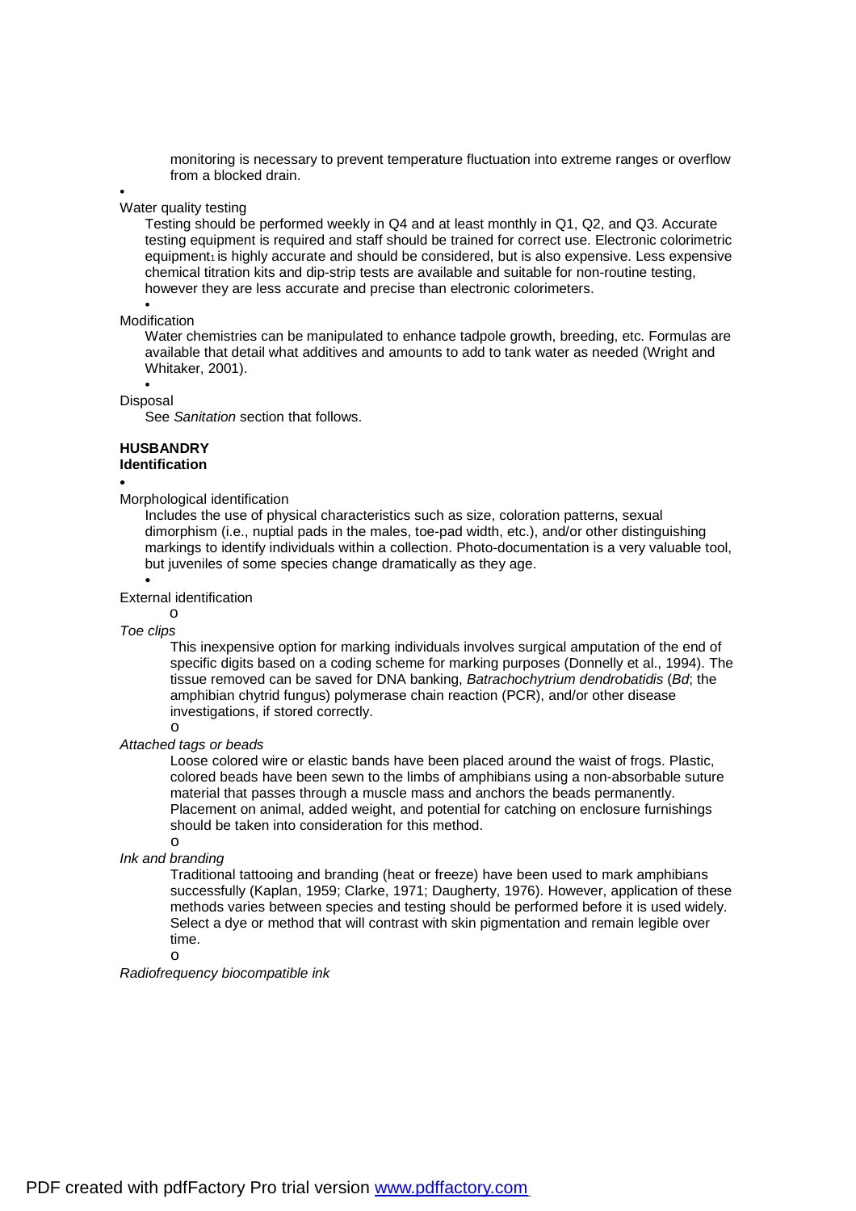monitoring is necessary to prevent temperature fluctuation into extreme ranges or overflow from a blocked drain.

- Water quality testing

  Testing should be performed weekly in Q4 and at least monthly in Q1, Q2, and Q3. Accurate testing equipment is required and staff should be trained for correct use. Electronic colorimetric equipment[1] is highly accurate and should be considered, but is also expensive. Less expensive chemical titration kits and dip-strip tests are available and suitable for non-routine testing, however they are less accurate and precise than electronic colorimeters.

- Modification

  Water chemistries can be manipulated to enhance tadpole growth, breeding, etc. Formulas are available that detail what additives and amounts to add to tank water as needed (Wright and Whitaker, 2001).

- Disposal

  See *Sanitation* section that follows.

## HUSBANDRY

### Identification

- Morphological identification

  Includes the use of physical characteristics such as size, coloration patterns, sexual dimorphism (i.e., nuptial pads in the males, toe-pad width, etc.), and/or other distinguishing markings to identify individuals within a collection. Photo-documentation is a very valuable tool, but juveniles of some species change dramatically as they age.

- External identification

  - *Toe clips*

    This inexpensive option for marking individuals involves surgical amputation of the end of specific digits based on a coding scheme for marking purposes (Donnelly et al., 1994). The tissue removed can be saved for DNA banking, *Batrachochytrium dendrobatidis* (*Bd*; the amphibian chytrid fungus) polymerase chain reaction (PCR), and/or other disease investigations, if stored correctly.

  - *Attached tags or beads*

    Loose colored wire or elastic bands have been placed around the waist of frogs. Plastic, colored beads have been sewn to the limbs of amphibians using a non-absorbable suture material that passes through a muscle mass and anchors the beads permanently. Placement on animal, added weight, and potential for catching on enclosure furnishings should be taken into consideration for this method.

  - *Ink and branding*

    Traditional tattooing and branding (heat or freeze) have been used to mark amphibians successfully (Kaplan, 1959; Clarke, 1971; Daugherty, 1976). However, application of these methods varies between species and testing should be performed before it is used widely. Select a dye or method that will contrast with skin pigmentation and remain legible over time.

  - *Radiofrequency biocompatible ink*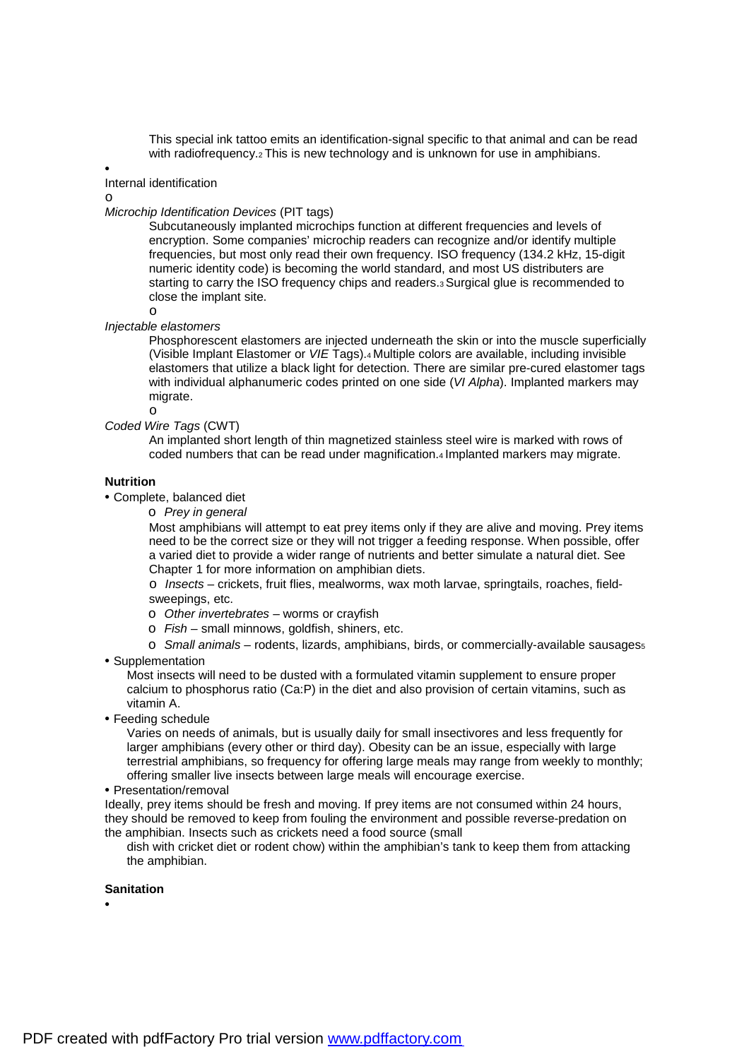This special ink tattoo emits an identification-signal specific to that animal and can be read with radiofrequency.[2] This is new technology and is unknown for use in amphibians.

- Internal identification
  - *Microchip Identification Devices* (PIT tags)

    Subcutaneously implanted microchips function at different frequencies and levels of encryption. Some companies' microchip readers can recognize and/or identify multiple frequencies, but most only read their own frequency. ISO frequency (134.2 kHz, 15-digit numeric identity code) is becoming the world standard, and most US distributers are starting to carry the ISO frequency chips and readers.[3] Surgical glue is recommended to close the implant site.
  - *Injectable elastomers*

    Phosphorescent elastomers are injected underneath the skin or into the muscle superficially (Visible Implant Elastomer or *VIE* Tags).[4] Multiple colors are available, including invisible elastomers that utilize a black light for detection. There are similar pre-cured elastomer tags with individual alphanumeric codes printed on one side (*VI Alpha*). Implanted markers may migrate.
  - *Coded Wire Tags* (CWT)

    An implanted short length of thin magnetized stainless steel wire is marked with rows of coded numbers that can be read under magnification.[4] Implanted markers may migrate.

**Nutrition**

- Complete, balanced diet
  - *Prey in general*

    Most amphibians will attempt to eat prey items only if they are alive and moving. Prey items need to be the correct size or they will not trigger a feeding response. When possible, offer a varied diet to provide a wider range of nutrients and better simulate a natural diet. See Chapter 1 for more information on amphibian diets.
  - *Insects* – crickets, fruit flies, mealworms, wax moth larvae, springtails, roaches, field-sweepings, etc.
  - *Other invertebrates* – worms or crayfish
  - *Fish* – small minnows, goldfish, shiners, etc.
  - *Small animals* – rodents, lizards, amphibians, birds, or commercially-available sausages[5]
- Supplementation

  Most insects will need to be dusted with a formulated vitamin supplement to ensure proper calcium to phosphorus ratio (Ca:P) in the diet and also provision of certain vitamins, such as vitamin A.
- Feeding schedule

  Varies on needs of animals, but is usually daily for small insectivores and less frequently for larger amphibians (every other or third day). Obesity can be an issue, especially with large terrestrial amphibians, so frequency for offering large meals may range from weekly to monthly; offering smaller live insects between large meals will encourage exercise.
- Presentation/removal

  Ideally, prey items should be fresh and moving. If prey items are not consumed within 24 hours, they should be removed to keep from fouling the environment and possible reverse-predation on the amphibian. Insects such as crickets need a food source (small dish with cricket diet or rodent chow) within the amphibian's tank to keep them from attacking the amphibian.

**Sanitation**

-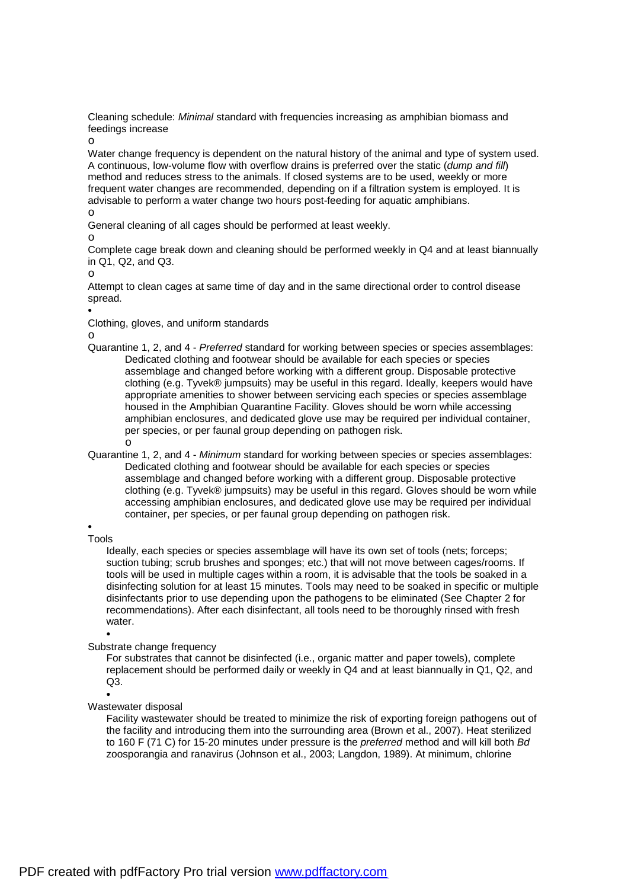Cleaning schedule: *Minimal* standard with frequencies increasing as amphibian biomass and feedings increase

- Water change frequency is dependent on the natural history of the animal and type of system used. A continuous, low-volume flow with overflow drains is preferred over the static (*dump and fill*) method and reduces stress to the animals. If closed systems are to be used, weekly or more frequent water changes are recommended, depending on if a filtration system is employed. It is advisable to perform a water change two hours post-feeding for aquatic amphibians.
- General cleaning of all cages should be performed at least weekly.
- Complete cage break down and cleaning should be performed weekly in Q4 and at least biannually in Q1, Q2, and Q3.
- Attempt to clean cages at same time of day and in the same directional order to control disease spread.

- Clothing, gloves, and uniform standards
  - Quarantine 1, 2, and 4 - *Preferred* standard for working between species or species assemblages: Dedicated clothing and footwear should be available for each species or species assemblage and changed before working with a different group. Disposable protective clothing (e.g. Tyvek® jumpsuits) may be useful in this regard. Ideally, keepers would have appropriate amenities to shower between servicing each species or species assemblage housed in the Amphibian Quarantine Facility. Gloves should be worn while accessing amphibian enclosures, and dedicated glove use may be required per individual container, per species, or per faunal group depending on pathogen risk.
  - Quarantine 1, 2, and 4 - *Minimum* standard for working between species or species assemblages: Dedicated clothing and footwear should be available for each species or species assemblage and changed before working with a different group. Disposable protective clothing (e.g. Tyvek® jumpsuits) may be useful in this regard. Gloves should be worn while accessing amphibian enclosures, and dedicated glove use may be required per individual container, per species, or per faunal group depending on pathogen risk.

- Tools

  Ideally, each species or species assemblage will have its own set of tools (nets; forceps; suction tubing; scrub brushes and sponges; etc.) that will not move between cages/rooms. If tools will be used in multiple cages within a room, it is advisable that the tools be soaked in a disinfecting solution for at least 15 minutes. Tools may need to be soaked in specific or multiple disinfectants prior to use depending upon the pathogens to be eliminated (See Chapter 2 for recommendations). After each disinfectant, all tools need to be thoroughly rinsed with fresh water.

- Substrate change frequency

  For substrates that cannot be disinfected (i.e., organic matter and paper towels), complete replacement should be performed daily or weekly in Q4 and at least biannually in Q1, Q2, and Q3.

- Wastewater disposal

  Facility wastewater should be treated to minimize the risk of exporting foreign pathogens out of the facility and introducing them into the surrounding area (Brown et al., 2007). Heat sterilized to 160 F (71 C) for 15-20 minutes under pressure is the *preferred* method and will kill both *Bd* zoosporangia and ranavirus (Johnson et al., 2003; Langdon, 1989). At minimum, chlorine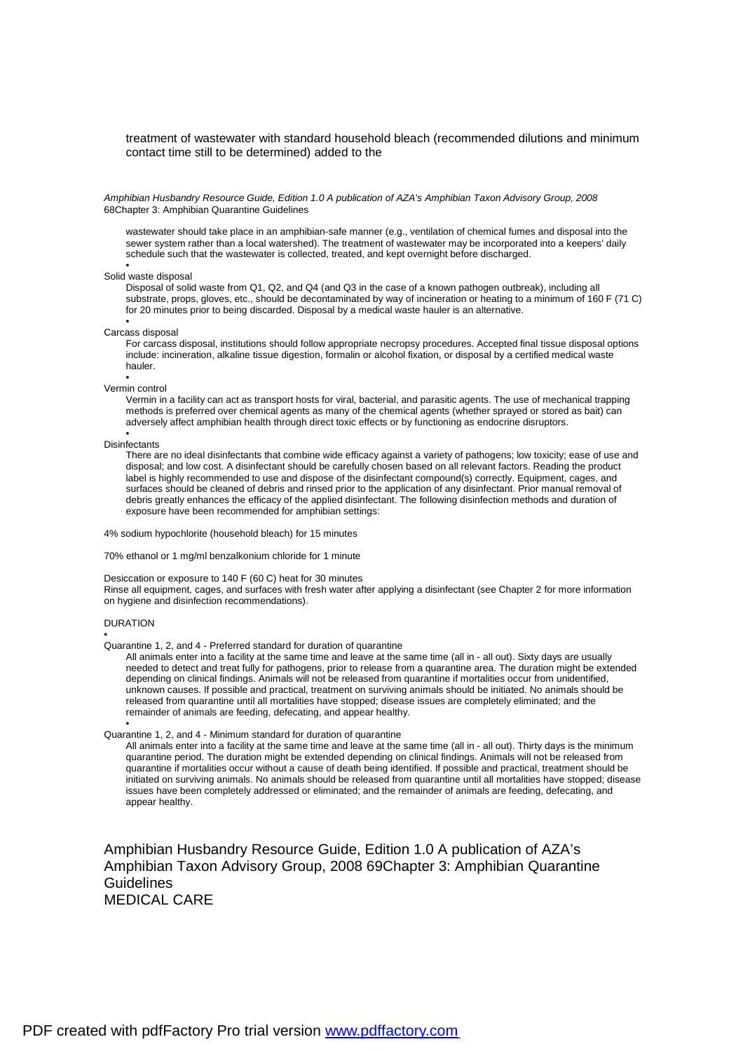treatment of wastewater with standard household bleach (recommended dilutions and minimum contact time still to be determined) added to the

wastewater should take place in an amphibian-safe manner (e.g., ventilation of chemical fumes and disposal into the sewer system rather than a local watershed). The treatment of wastewater may be incorporated into a keepers' daily schedule such that the wastewater is collected, treated, and kept overnight before discharged.

- Solid waste disposal

  Disposal of solid waste from Q1, Q2, and Q4 (and Q3 in the case of a known pathogen outbreak), including all substrate, props, gloves, etc., should be decontaminated by way of incineration or heating to a minimum of 160 F (71 C) for 20 minutes prior to being discarded. Disposal by a medical waste hauler is an alternative.

- Carcass disposal

  For carcass disposal, institutions should follow appropriate necropsy procedures. Accepted final tissue disposal options include: incineration, alkaline tissue digestion, formalin or alcohol fixation, or disposal by a certified medical waste hauler.

- Vermin control

  Vermin in a facility can act as transport hosts for viral, bacterial, and parasitic agents. The use of mechanical trapping methods is preferred over chemical agents as many of the chemical agents (whether sprayed or stored as bait) can adversely affect amphibian health through direct toxic effects or by functioning as endocrine disruptors.

- Disinfectants

  There are no ideal disinfectants that combine wide efficacy against a variety of pathogens; low toxicity; ease of use and disposal; and low cost. A disinfectant should be carefully chosen based on all relevant factors. Reading the product label is highly recommended to use and dispose of the disinfectant compound(s) correctly. Equipment, cages, and surfaces should be cleaned of debris and rinsed prior to the application of any disinfectant. Prior manual removal of debris greatly enhances the efficacy of the applied disinfectant. The following disinfection methods and duration of exposure have been recommended for amphibian settings:

4% sodium hypochlorite (household bleach) for 15 minutes

70% ethanol or 1 mg/ml benzalkonium chloride for 1 minute

Desiccation or exposure to 140 F (60 C) heat for 30 minutes

Rinse all equipment, cages, and surfaces with fresh water after applying a disinfectant (see Chapter 2 for more information on hygiene and disinfection recommendations).

DURATION

- Quarantine 1, 2, and 4 - Preferred standard for duration of quarantine

  All animals enter into a facility at the same time and leave at the same time (all in - all out). Sixty days are usually needed to detect and treat fully for pathogens, prior to release from a quarantine area. The duration might be extended depending on clinical findings. Animals will not be released from quarantine if mortalities occur from unidentified, unknown causes. If possible and practical, treatment on surviving animals should be initiated. No animals should be released from quarantine until all mortalities have stopped; disease issues are completely eliminated; and the remainder of animals are feeding, defecating, and appear healthy.

- Quarantine 1, 2, and 4 - Minimum standard for duration of quarantine

  All animals enter into a facility at the same time and leave at the same time (all in - all out). Thirty days is the minimum quarantine period. The duration might be extended depending on clinical findings. Animals will not be released from quarantine if mortalities occur without a cause of death being identified. If possible and practical, treatment should be initiated on surviving animals. No animals should be released from quarantine until all mortalities have stopped; disease issues have been completely addressed or eliminated; and the remainder of animals are feeding, defecating, and appear healthy.

MEDICAL CARE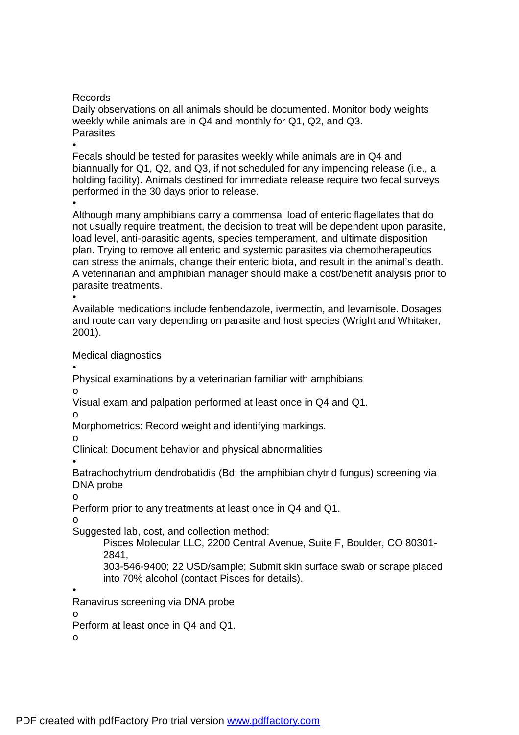Records

Daily observations on all animals should be documented. Monitor body weights weekly while animals are in Q4 and monthly for Q1, Q2, and Q3.

Parasites

- Fecals should be tested for parasites weekly while animals are in Q4 and biannually for Q1, Q2, and Q3, if not scheduled for any impending release (i.e., a holding facility). Animals destined for immediate release require two fecal surveys performed in the 30 days prior to release.
- Although many amphibians carry a commensal load of enteric flagellates that do not usually require treatment, the decision to treat will be dependent upon parasite, load level, anti-parasitic agents, species temperament, and ultimate disposition plan. Trying to remove all enteric and systemic parasites via chemotherapeutics can stress the animals, change their enteric biota, and result in the animal's death. A veterinarian and amphibian manager should make a cost/benefit analysis prior to parasite treatments.
- Available medications include fenbendazole, ivermectin, and levamisole. Dosages and route can vary depending on parasite and host species (Wright and Whitaker, 2001).

Medical diagnostics

- Physical examinations by a veterinarian familiar with amphibians
  - Visual exam and palpation performed at least once in Q4 and Q1.
  - Morphometrics: Record weight and identifying markings.
  - Clinical: Document behavior and physical abnormalities
- Batrachochytrium dendrobatidis (Bd; the amphibian chytrid fungus) screening via DNA probe
  - Perform prior to any treatments at least once in Q4 and Q1.
  - Suggested lab, cost, and collection method:

    Pisces Molecular LLC, 2200 Central Avenue, Suite F, Boulder, CO 80301-2841,
    303-546-9400; 22 USD/sample; Submit skin surface swab or scrape placed into 70% alcohol (contact Pisces for details).
- Ranavirus screening via DNA probe
  - Perform at least once in Q4 and Q1.
  -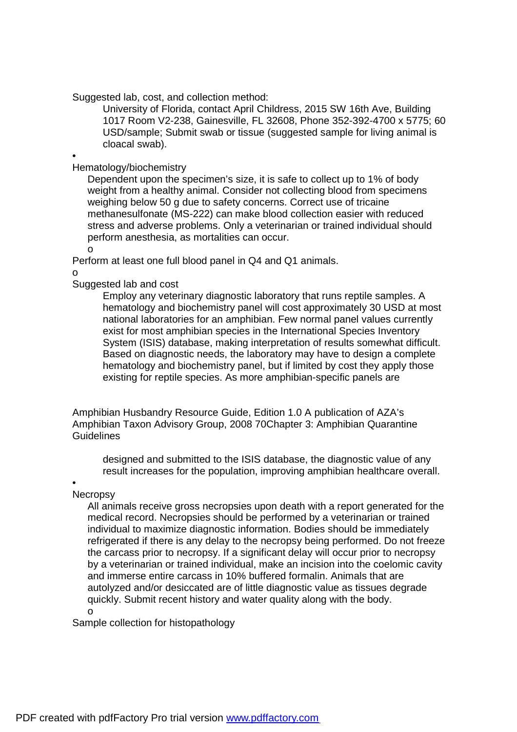Suggested lab, cost, and collection method:

University of Florida, contact April Childress, 2015 SW 16th Ave, Building 1017 Room V2-238, Gainesville, FL 32608, Phone 352-392-4700 x 5775; 60 USD/sample; Submit swab or tissue (suggested sample for living animal is cloacal swab).

- Hematology/biochemistry

  Dependent upon the specimen's size, it is safe to collect up to 1% of body weight from a healthy animal. Consider not collecting blood from specimens weighing below 50 g due to safety concerns. Correct use of tricaine methanesulfonate (MS-222) can make blood collection easier with reduced stress and adverse problems. Only a veterinarian or trained individual should perform anesthesia, as mortalities can occur.

  - Perform at least one full blood panel in Q4 and Q1 animals.
  - Suggested lab and cost

    Employ any veterinary diagnostic laboratory that runs reptile samples. A hematology and biochemistry panel will cost approximately 30 USD at most national laboratories for an amphibian. Few normal panel values currently exist for most amphibian species in the International Species Inventory System (ISIS) database, making interpretation of results somewhat difficult. Based on diagnostic needs, the laboratory may have to design a complete hematology and biochemistry panel, but if limited by cost they apply those existing for reptile species. As more amphibian-specific panels are designed and submitted to the ISIS database, the diagnostic value of any result increases for the population, improving amphibian healthcare overall.

- Necropsy

  All animals receive gross necropsies upon death with a report generated for the medical record. Necropsies should be performed by a veterinarian or trained individual to maximize diagnostic information. Bodies should be immediately refrigerated if there is any delay to the necropsy being performed. Do not freeze the carcass prior to necropsy. If a significant delay will occur prior to necropsy by a veterinarian or trained individual, make an incision into the coelomic cavity and immerse entire carcass in 10% buffered formalin. Animals that are autolyzed and/or desiccated are of little diagnostic value as tissues degrade quickly. Submit recent history and water quality along with the body.

  - Sample collection for histopathology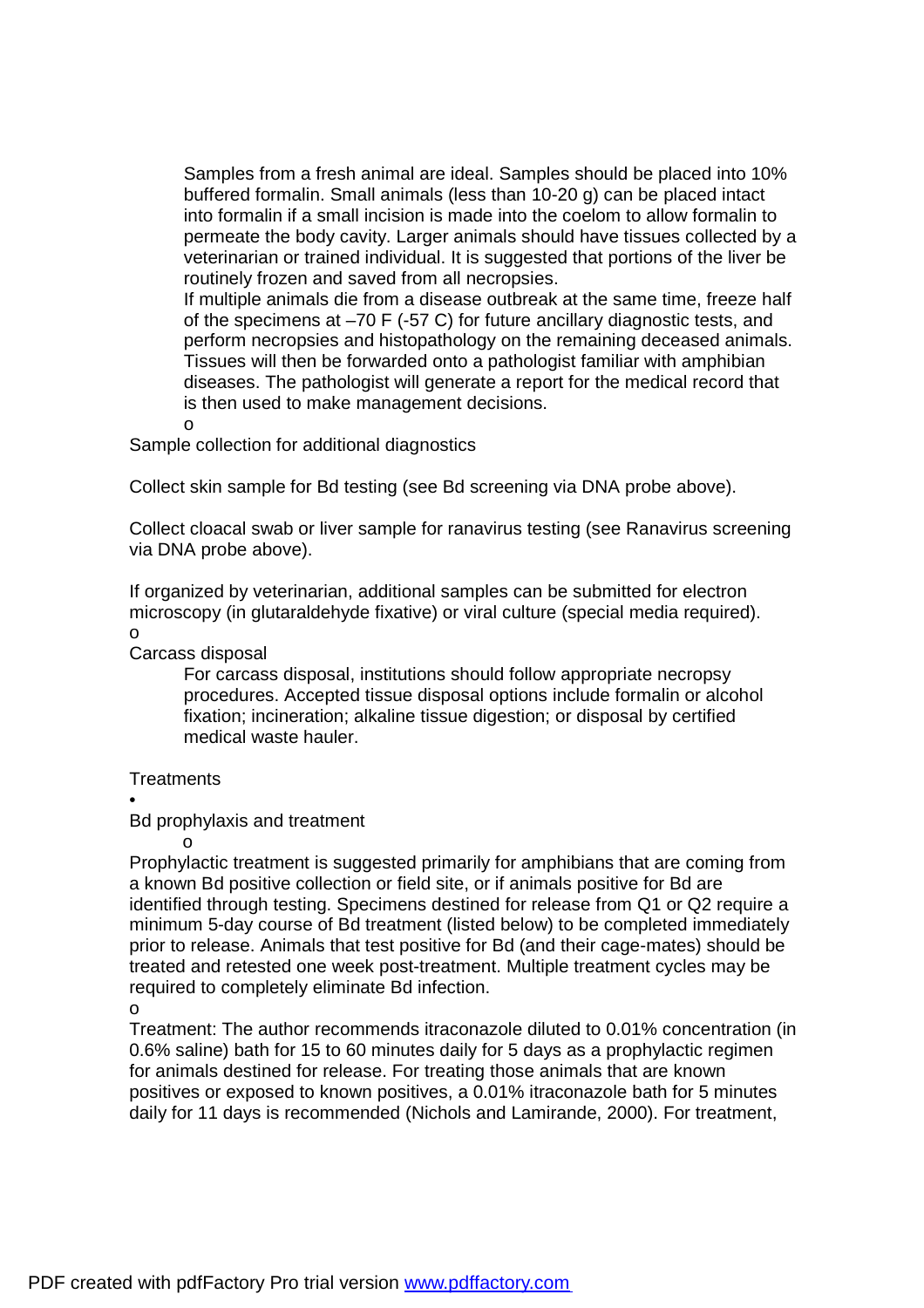Samples from a fresh animal are ideal. Samples should be placed into 10% buffered formalin. Small animals (less than 10-20 g) can be placed intact into formalin if a small incision is made into the coelom to allow formalin to permeate the body cavity. Larger animals should have tissues collected by a veterinarian or trained individual. It is suggested that portions of the liver be routinely frozen and saved from all necropsies.

If multiple animals die from a disease outbreak at the same time, freeze half of the specimens at –70 F (-57 C) for future ancillary diagnostic tests, and perform necropsies and histopathology on the remaining deceased animals. Tissues will then be forwarded onto a pathologist familiar with amphibian diseases. The pathologist will generate a report for the medical record that is then used to make management decisions.

- Sample collection for additional diagnostics

Collect skin sample for Bd testing (see Bd screening via DNA probe above).

Collect cloacal swab or liver sample for ranavirus testing (see Ranavirus screening via DNA probe above).

If organized by veterinarian, additional samples can be submitted for electron microscopy (in glutaraldehyde fixative) or viral culture (special media required).

- Carcass disposal

  For carcass disposal, institutions should follow appropriate necropsy procedures. Accepted tissue disposal options include formalin or alcohol fixation; incineration; alkaline tissue digestion; or disposal by certified medical waste hauler.

Treatments

- Bd prophylaxis and treatment

  - Prophylactic treatment is suggested primarily for amphibians that are coming from a known Bd positive collection or field site, or if animals positive for Bd are identified through testing. Specimens destined for release from Q1 or Q2 require a minimum 5-day course of Bd treatment (listed below) to be completed immediately prior to release. Animals that test positive for Bd (and their cage-mates) should be treated and retested one week post-treatment. Multiple treatment cycles may be required to completely eliminate Bd infection.

  - Treatment: The author recommends itraconazole diluted to 0.01% concentration (in 0.6% saline) bath for 15 to 60 minutes daily for 5 days as a prophylactic regimen for animals destined for release. For treating those animals that are known positives or exposed to known positives, a 0.01% itraconazole bath for 5 minutes daily for 11 days is recommended (Nichols and Lamirande, 2000). For treatment,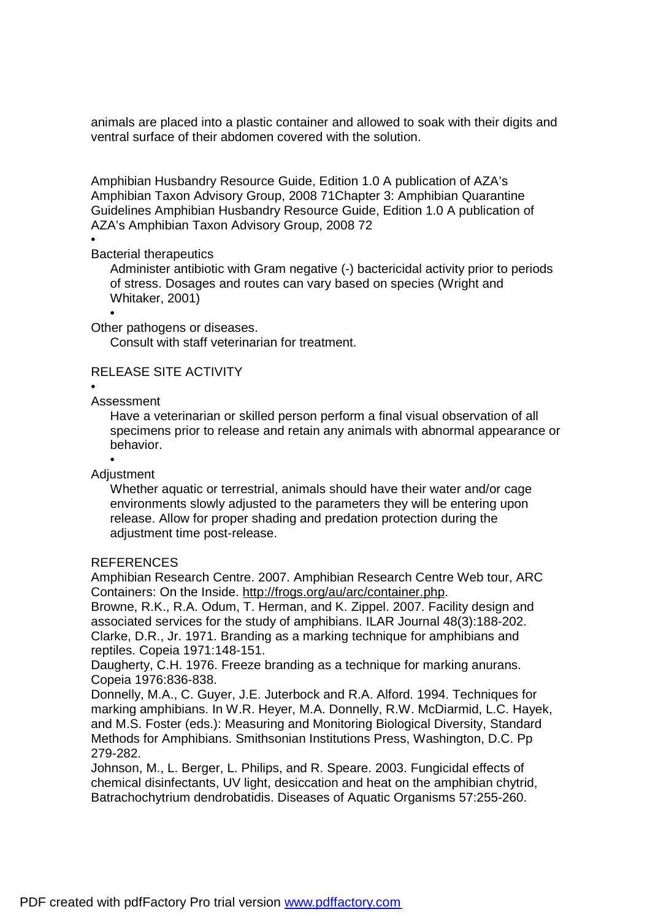animals are placed into a plastic container and allowed to soak with their digits and ventral surface of their abdomen covered with the solution.

Amphibian Husbandry Resource Guide, Edition 1.0 A publication of AZA's Amphibian Taxon Advisory Group, 2008 71Chapter 3: Amphibian Quarantine Guidelines Amphibian Husbandry Resource Guide, Edition 1.0 A publication of AZA's Amphibian Taxon Advisory Group, 2008 72

- Bacterial therapeutics

  Administer antibiotic with Gram negative (-) bactericidal activity prior to periods of stress. Dosages and routes can vary based on species (Wright and Whitaker, 2001)

- Other pathogens or diseases.

  Consult with staff veterinarian for treatment.

RELEASE SITE ACTIVITY

- Assessment

  Have a veterinarian or skilled person perform a final visual observation of all specimens prior to release and retain any animals with abnormal appearance or behavior.

- Adjustment

  Whether aquatic or terrestrial, animals should have their water and/or cage environments slowly adjusted to the parameters they will be entering upon release. Allow for proper shading and predation protection during the adjustment time post-release.

REFERENCES

Amphibian Research Centre. 2007. Amphibian Research Centre Web tour, ARC Containers: On the Inside. http://frogs.org/au/arc/container.php.

Browne, R.K., R.A. Odum, T. Herman, and K. Zippel. 2007. Facility design and associated services for the study of amphibians. ILAR Journal 48(3):188-202.

Clarke, D.R., Jr. 1971. Branding as a marking technique for amphibians and reptiles. Copeia 1971:148-151.

Daugherty, C.H. 1976. Freeze branding as a technique for marking anurans. Copeia 1976:836-838.

Donnelly, M.A., C. Guyer, J.E. Juterbock and R.A. Alford. 1994. Techniques for marking amphibians. In W.R. Heyer, M.A. Donnelly, R.W. McDiarmid, L.C. Hayek, and M.S. Foster (eds.): Measuring and Monitoring Biological Diversity, Standard Methods for Amphibians. Smithsonian Institutions Press, Washington, D.C. Pp 279-282.

Johnson, M., L. Berger, L. Philips, and R. Speare. 2003. Fungicidal effects of chemical disinfectants, UV light, desiccation and heat on the amphibian chytrid, Batrachochytrium dendrobatidis. Diseases of Aquatic Organisms 57:255-260.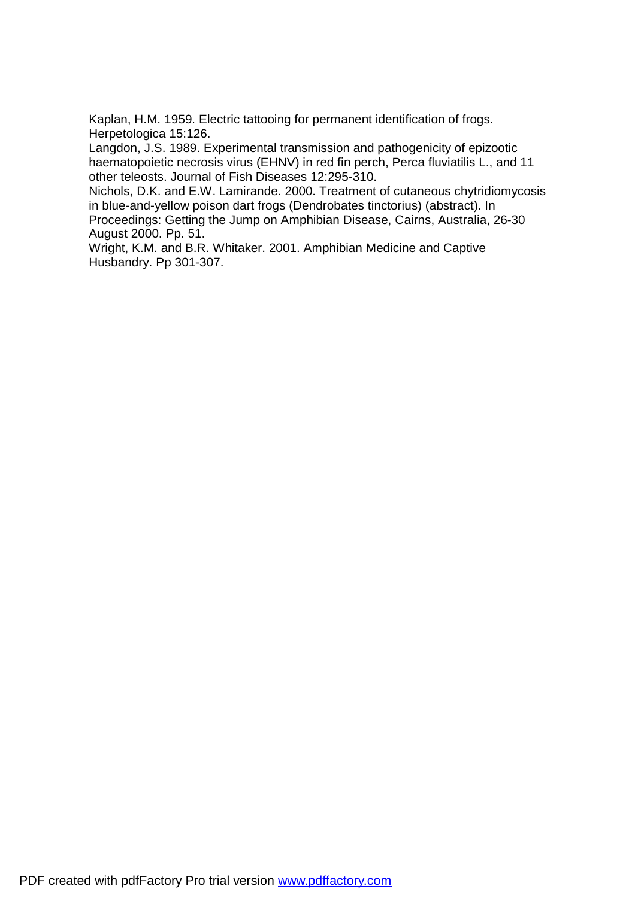Kaplan, H.M. 1959. Electric tattooing for permanent identification of frogs. Herpetologica 15:126.

Langdon, J.S. 1989. Experimental transmission and pathogenicity of epizootic haematopoietic necrosis virus (EHNV) in red fin perch, Perca fluviatilis L., and 11 other teleosts. Journal of Fish Diseases 12:295-310.

Nichols, D.K. and E.W. Lamirande. 2000. Treatment of cutaneous chytridiomycosis in blue-and-yellow poison dart frogs (Dendrobates tinctorius) (abstract). In Proceedings: Getting the Jump on Amphibian Disease, Cairns, Australia, 26-30 August 2000. Pp. 51.

Wright, K.M. and B.R. Whitaker. 2001. Amphibian Medicine and Captive Husbandry. Pp 301-307.